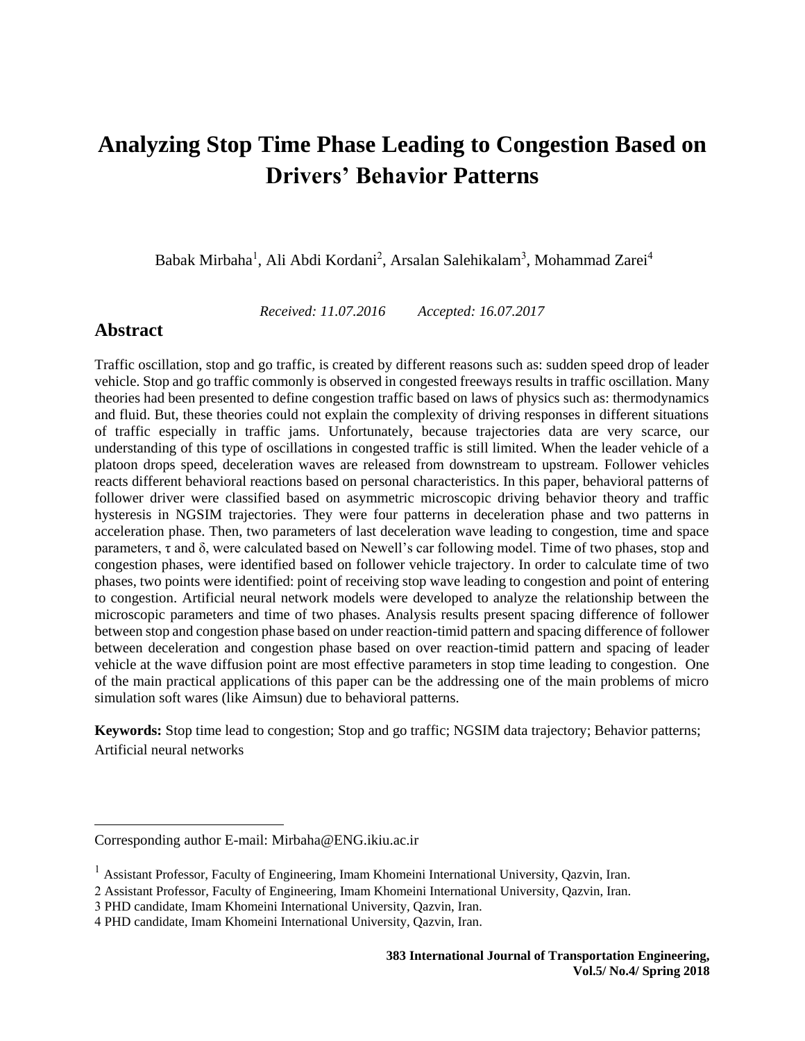# Analyzing Stop Time Phase Leading to Congestion Based on Drivers' Behavior Patterns

Babak Mirbaha[1], Ali Abdi Kordani[2], Arsalan Salehikalam[3], Mohammad Zarei[4]

*Received: 11.07.2016 Accepted: 16.07.2017*

## Abstract

Traffic oscillation, stop and go traffic, is created by different reasons such as: sudden speed drop of leader vehicle. Stop and go traffic commonly is observed in congested freeways results in traffic oscillation. Many theories had been presented to define congestion traffic based on laws of physics such as: thermodynamics and fluid. But, these theories could not explain the complexity of driving responses in different situations of traffic especially in traffic jams. Unfortunately, because trajectories data are very scarce, our understanding of this type of oscillations in congested traffic is still limited. When the leader vehicle of a platoon drops speed, deceleration waves are released from downstream to upstream. Follower vehicles reacts different behavioral reactions based on personal characteristics. In this paper, behavioral patterns of follower driver were classified based on asymmetric microscopic driving behavior theory and traffic hysteresis in NGSIM trajectories. They were four patterns in deceleration phase and two patterns in acceleration phase. Then, two parameters of last deceleration wave leading to congestion, time and space parameters, $\tau$ and $\delta$, were calculated based on Newell's car following model. Time of two phases, stop and congestion phases, were identified based on follower vehicle trajectory. In order to calculate time of two phases, two points were identified: point of receiving stop wave leading to congestion and point of entering to congestion. Artificial neural network models were developed to analyze the relationship between the microscopic parameters and time of two phases. Analysis results present spacing difference of follower between stop and congestion phase based on under reaction-timid pattern and spacing difference of follower between deceleration and congestion phase based on over reaction-timid pattern and spacing of leader vehicle at the wave diffusion point are most effective parameters in stop time leading to congestion. One of the main practical applications of this paper can be the addressing one of the main problems of micro simulation soft wares (like Aimsun) due to behavioral patterns.

**Keywords:** Stop time lead to congestion; Stop and go traffic; NGSIM data trajectory; Behavior patterns; Artificial neural networks

---

Corresponding author E-mail: Mirbaha@ENG.ikiu.ac.ir

[1] Assistant Professor, Faculty of Engineering, Imam Khomeini International University, Qazvin, Iran.

[2] Assistant Professor, Faculty of Engineering, Imam Khomeini International University, Qazvin, Iran.

[3] PHD candidate, Imam Khomeini International University, Qazvin, Iran.

[4] PHD candidate, Imam Khomeini International University, Qazvin, Iran.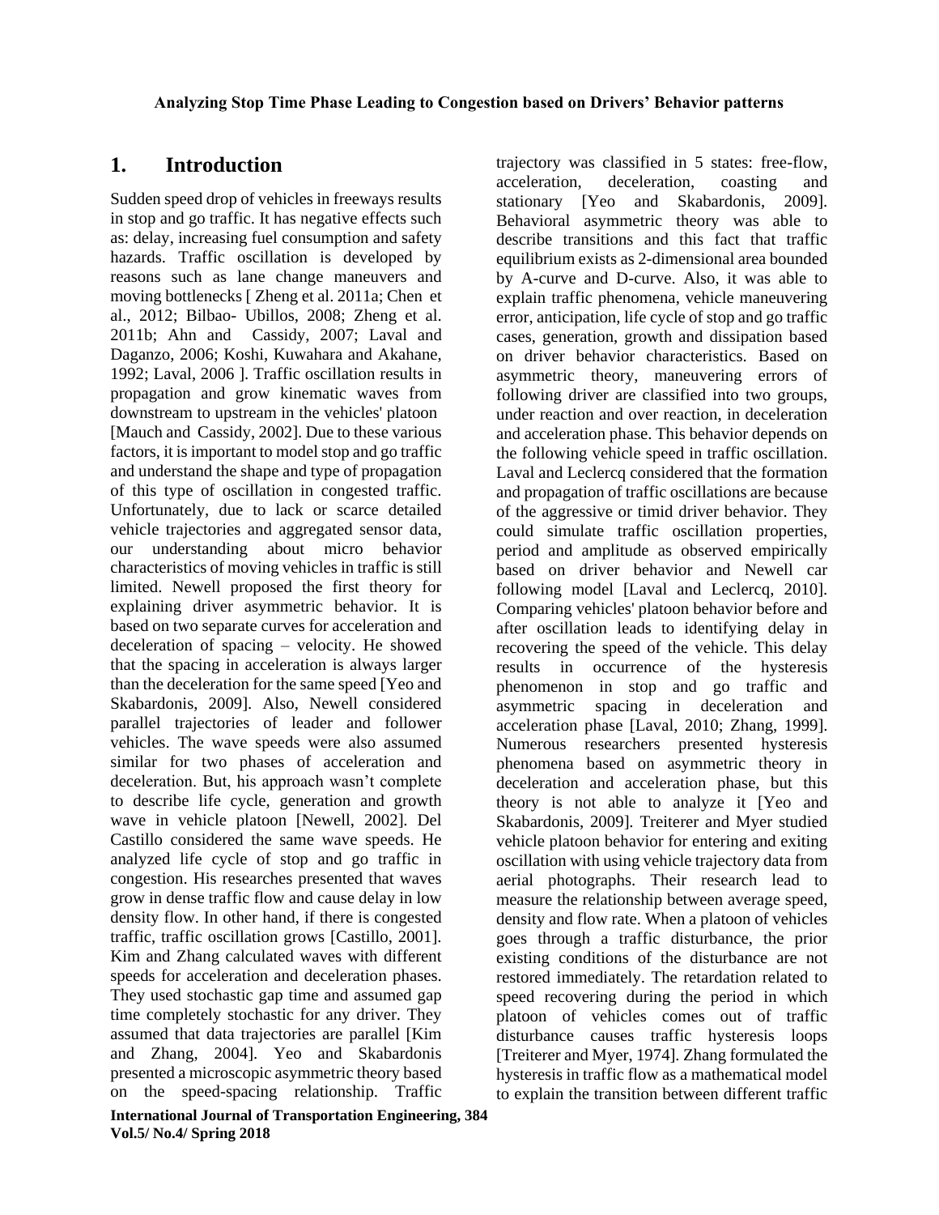**Analyzing Stop Time Phase Leading to Congestion based on Drivers' Behavior patterns**

# 1. Introduction

Sudden speed drop of vehicles in freeways results in stop and go traffic. It has negative effects such as: delay, increasing fuel consumption and safety hazards. Traffic oscillation is developed by reasons such as lane change maneuvers and moving bottlenecks [ Zheng et al. 2011a; Chen et al., 2012; Bilbao- Ubillos, 2008; Zheng et al. 2011b; Ahn and Cassidy, 2007; Laval and Daganzo, 2006; Koshi, Kuwahara and Akahane, 1992; Laval, 2006 ]. Traffic oscillation results in propagation and grow kinematic waves from downstream to upstream in the vehicles' platoon [Mauch and Cassidy, 2002]. Due to these various factors, it is important to model stop and go traffic and understand the shape and type of propagation of this type of oscillation in congested traffic. Unfortunately, due to lack or scarce detailed vehicle trajectories and aggregated sensor data, our understanding about micro behavior characteristics of moving vehicles in traffic is still limited. Newell proposed the first theory for explaining driver asymmetric behavior. It is based on two separate curves for acceleration and deceleration of spacing – velocity. He showed that the spacing in acceleration is always larger than the deceleration for the same speed [Yeo and Skabardonis, 2009]. Also, Newell considered parallel trajectories of leader and follower vehicles. The wave speeds were also assumed similar for two phases of acceleration and deceleration. But, his approach wasn't complete to describe life cycle, generation and growth wave in vehicle platoon [Newell, 2002]. Del Castillo considered the same wave speeds. He analyzed life cycle of stop and go traffic in congestion. His researches presented that waves grow in dense traffic flow and cause delay in low density flow. In other hand, if there is congested traffic, traffic oscillation grows [Castillo, 2001]. Kim and Zhang calculated waves with different speeds for acceleration and deceleration phases. They used stochastic gap time and assumed gap time completely stochastic for any driver. They assumed that data trajectories are parallel [Kim and Zhang, 2004]. Yeo and Skabardonis presented a microscopic asymmetric theory based on the speed-spacing relationship. Traffic trajectory was classified in 5 states: free-flow, acceleration, deceleration, coasting and stationary [Yeo and Skabardonis, 2009]. Behavioral asymmetric theory was able to describe transitions and this fact that traffic equilibrium exists as 2-dimensional area bounded by A-curve and D-curve. Also, it was able to explain traffic phenomena, vehicle maneuvering error, anticipation, life cycle of stop and go traffic cases, generation, growth and dissipation based on driver behavior characteristics. Based on asymmetric theory, maneuvering errors of following driver are classified into two groups, under reaction and over reaction, in deceleration and acceleration phase. This behavior depends on the following vehicle speed in traffic oscillation. Laval and Leclercq considered that the formation and propagation of traffic oscillations are because of the aggressive or timid driver behavior. They could simulate traffic oscillation properties, period and amplitude as observed empirically based on driver behavior and Newell car following model [Laval and Leclercq, 2010]. Comparing vehicles' platoon behavior before and after oscillation leads to identifying delay in recovering the speed of the vehicle. This delay results in occurrence of the hysteresis phenomenon in stop and go traffic and asymmetric spacing in deceleration and acceleration phase [Laval, 2010; Zhang, 1999]. Numerous researchers presented hysteresis phenomena based on asymmetric theory in deceleration and acceleration phase, but this theory is not able to analyze it [Yeo and Skabardonis, 2009]. Treiterer and Myer studied vehicle platoon behavior for entering and exiting oscillation with using vehicle trajectory data from aerial photographs. Their research lead to measure the relationship between average speed, density and flow rate. When a platoon of vehicles goes through a traffic disturbance, the prior existing conditions of the disturbance are not restored immediately. The retardation related to speed recovering during the period in which platoon of vehicles comes out of traffic disturbance causes traffic hysteresis loops [Treiterer and Myer, 1974]. Zhang formulated the hysteresis in traffic flow as a mathematical model to explain the transition between different traffic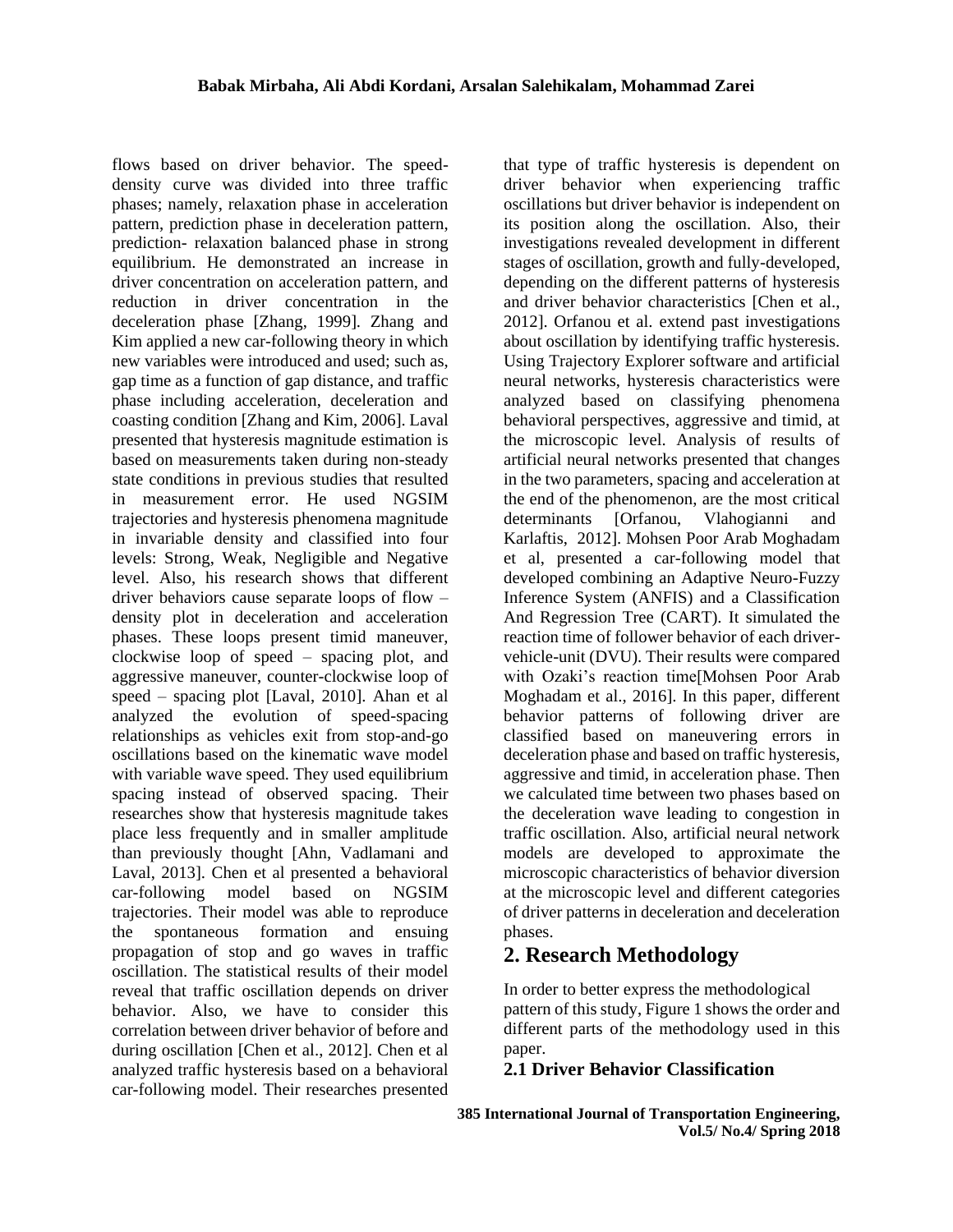flows based on driver behavior. The speed-density curve was divided into three traffic phases; namely, relaxation phase in acceleration pattern, prediction phase in deceleration pattern, prediction- relaxation balanced phase in strong equilibrium. He demonstrated an increase in driver concentration on acceleration pattern, and reduction in driver concentration in the deceleration phase [Zhang, 1999]. Zhang and Kim applied a new car-following theory in which new variables were introduced and used; such as, gap time as a function of gap distance, and traffic phase including acceleration, deceleration and coasting condition [Zhang and Kim, 2006]. Laval presented that hysteresis magnitude estimation is based on measurements taken during non-steady state conditions in previous studies that resulted in measurement error. He used NGSIM trajectories and hysteresis phenomena magnitude in invariable density and classified into four levels: Strong, Weak, Negligible and Negative level. Also, his research shows that different driver behaviors cause separate loops of flow – density plot in deceleration and acceleration phases. These loops present timid maneuver, clockwise loop of speed – spacing plot, and aggressive maneuver, counter-clockwise loop of speed – spacing plot [Laval, 2010]. Ahan et al analyzed the evolution of speed-spacing relationships as vehicles exit from stop-and-go oscillations based on the kinematic wave model with variable wave speed. They used equilibrium spacing instead of observed spacing. Their researches show that hysteresis magnitude takes place less frequently and in smaller amplitude than previously thought [Ahn, Vadlamani and Laval, 2013]. Chen et al presented a behavioral car-following model based on NGSIM trajectories. Their model was able to reproduce the spontaneous formation and ensuing propagation of stop and go waves in traffic oscillation. The statistical results of their model reveal that traffic oscillation depends on driver behavior. Also, we have to consider this correlation between driver behavior of before and during oscillation [Chen et al., 2012]. Chen et al analyzed traffic hysteresis based on a behavioral car-following model. Their researches presented that type of traffic hysteresis is dependent on driver behavior when experiencing traffic oscillations but driver behavior is independent on its position along the oscillation. Also, their investigations revealed development in different stages of oscillation, growth and fully-developed, depending on the different patterns of hysteresis and driver behavior characteristics [Chen et al., 2012]. Orfanou et al. extend past investigations about oscillation by identifying traffic hysteresis. Using Trajectory Explorer software and artificial neural networks, hysteresis characteristics were analyzed based on classifying phenomena behavioral perspectives, aggressive and timid, at the microscopic level. Analysis of results of artificial neural networks presented that changes in the two parameters, spacing and acceleration at the end of the phenomenon, are the most critical determinants [Orfanou, Vlahogianni and Karlaftis, 2012]. Mohsen Poor Arab Moghadam et al, presented a car-following model that developed combining an Adaptive Neuro-Fuzzy Inference System (ANFIS) and a Classification And Regression Tree (CART). It simulated the reaction time of follower behavior of each driver-vehicle-unit (DVU). Their results were compared with Ozaki's reaction time[Mohsen Poor Arab Moghadam et al., 2016]. In this paper, different behavior patterns of following driver are classified based on maneuvering errors in deceleration phase and based on traffic hysteresis, aggressive and timid, in acceleration phase. Then we calculated time between two phases based on the deceleration wave leading to congestion in traffic oscillation. Also, artificial neural network models are developed to approximate the microscopic characteristics of behavior diversion at the microscopic level and different categories of driver patterns in deceleration and deceleration phases.

## 2. Research Methodology

In order to better express the methodological pattern of this study, Figure 1 shows the order and different parts of the methodology used in this paper.

### 2.1 Driver Behavior Classification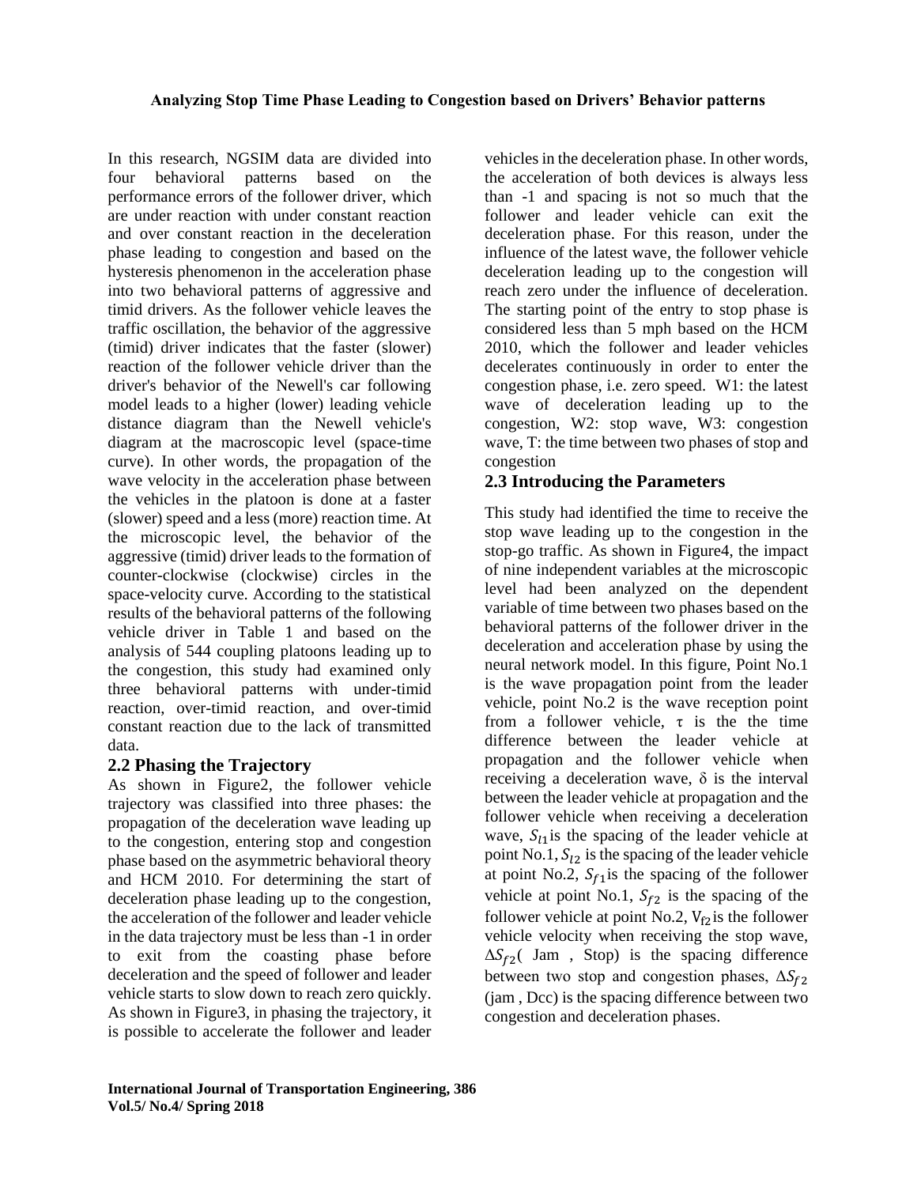In this research, NGSIM data are divided into four behavioral patterns based on the performance errors of the follower driver, which are under reaction with under constant reaction and over constant reaction in the deceleration phase leading to congestion and based on the hysteresis phenomenon in the acceleration phase into two behavioral patterns of aggressive and timid drivers. As the follower vehicle leaves the traffic oscillation, the behavior of the aggressive (timid) driver indicates that the faster (slower) reaction of the follower vehicle driver than the driver's behavior of the Newell's car following model leads to a higher (lower) leading vehicle distance diagram than the Newell vehicle's diagram at the macroscopic level (space-time curve). In other words, the propagation of the wave velocity in the acceleration phase between the vehicles in the platoon is done at a faster (slower) speed and a less (more) reaction time. At the microscopic level, the behavior of the aggressive (timid) driver leads to the formation of counter-clockwise (clockwise) circles in the space-velocity curve. According to the statistical results of the behavioral patterns of the following vehicle driver in Table 1 and based on the analysis of 544 coupling platoons leading up to the congestion, this study had examined only three behavioral patterns with under-timid reaction, over-timid reaction, and over-timid constant reaction due to the lack of transmitted data.

## 2.2 Phasing the Trajectory

As shown in Figure2, the follower vehicle trajectory was classified into three phases: the propagation of the deceleration wave leading up to the congestion, entering stop and congestion phase based on the asymmetric behavioral theory and HCM 2010. For determining the start of deceleration phase leading up to the congestion, the acceleration of the follower and leader vehicle in the data trajectory must be less than -1 in order to exit from the coasting phase before deceleration and the speed of follower and leader vehicle starts to slow down to reach zero quickly. As shown in Figure3, in phasing the trajectory, it is possible to accelerate the follower and leader vehicles in the deceleration phase. In other words, the acceleration of both devices is always less than -1 and spacing is not so much that the follower and leader vehicle can exit the deceleration phase. For this reason, under the influence of the latest wave, the follower vehicle deceleration leading up to the congestion will reach zero under the influence of deceleration. The starting point of the entry to stop phase is considered less than 5 mph based on the HCM 2010, which the follower and leader vehicles decelerates continuously in order to enter the congestion phase, i.e. zero speed. W1: the latest wave of deceleration leading up to the congestion, W2: stop wave, W3: congestion wave, T: the time between two phases of stop and congestion

## 2.3 Introducing the Parameters

This study had identified the time to receive the stop wave leading up to the congestion in the stop-go traffic. As shown in Figure4, the impact of nine independent variables at the microscopic level had been analyzed on the dependent variable of time between two phases based on the behavioral patterns of the follower driver in the deceleration and acceleration phase by using the neural network model. In this figure, Point No.1 is the wave propagation point from the leader vehicle, point No.2 is the wave reception point from a follower vehicle, $\tau$ is the the time difference between the leader vehicle at propagation and the follower vehicle when receiving a deceleration wave, $\delta$ is the interval between the leader vehicle at propagation and the follower vehicle when receiving a deceleration wave, $S_{l1}$ is the spacing of the leader vehicle at point No.1, $S_{l2}$ is the spacing of the leader vehicle at point No.2, $S_{f1}$ is the spacing of the follower vehicle at point No.1, $S_{f2}$ is the spacing of the follower vehicle at point No.2, $V_{f2}$ is the follower vehicle velocity when receiving the stop wave, $\Delta S_{f2}$( Jam , Stop) is the spacing difference between two stop and congestion phases, $\Delta S_{f2}$ (jam , Dcc) is the spacing difference between two congestion and deceleration phases.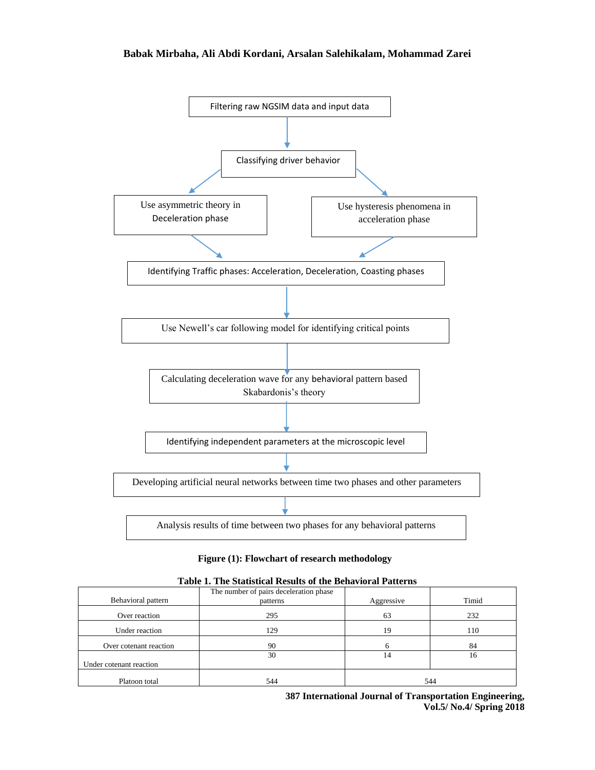Filtering raw NGSIM data and input data

↓

Classifying driver behavior

↙ ↘

Use asymmetric theory in Deceleration phase | Use hysteresis phenomena in acceleration phase

↘ ↙

Identifying Traffic phases: Acceleration, Deceleration, Coasting phases

↓

Use Newell's car following model for identifying critical points

↓

Calculating deceleration wave for any behavioral pattern based Skabardonis's theory

↓

Identifying independent parameters at the microscopic level

↓

Developing artificial neural networks between time two phases and other parameters

↓

Analysis results of time between two phases for any behavioral patterns

**Figure (1): Flowchart of research methodology**

**Table 1. The Statistical Results of the Behavioral Patterns**

| Behavioral pattern | The number of pairs deceleration phase patterns | Aggressive | Timid |
|---|---|---|---|
| Over reaction | 295 | 63 | 232 |
| Under reaction | 129 | 19 | 110 |
| Over cotenant reaction | 90 | 6 | 84 |
| Under cotenant reaction | 30 | 14 | 16 |
| Platoon total | 544 | 544 | |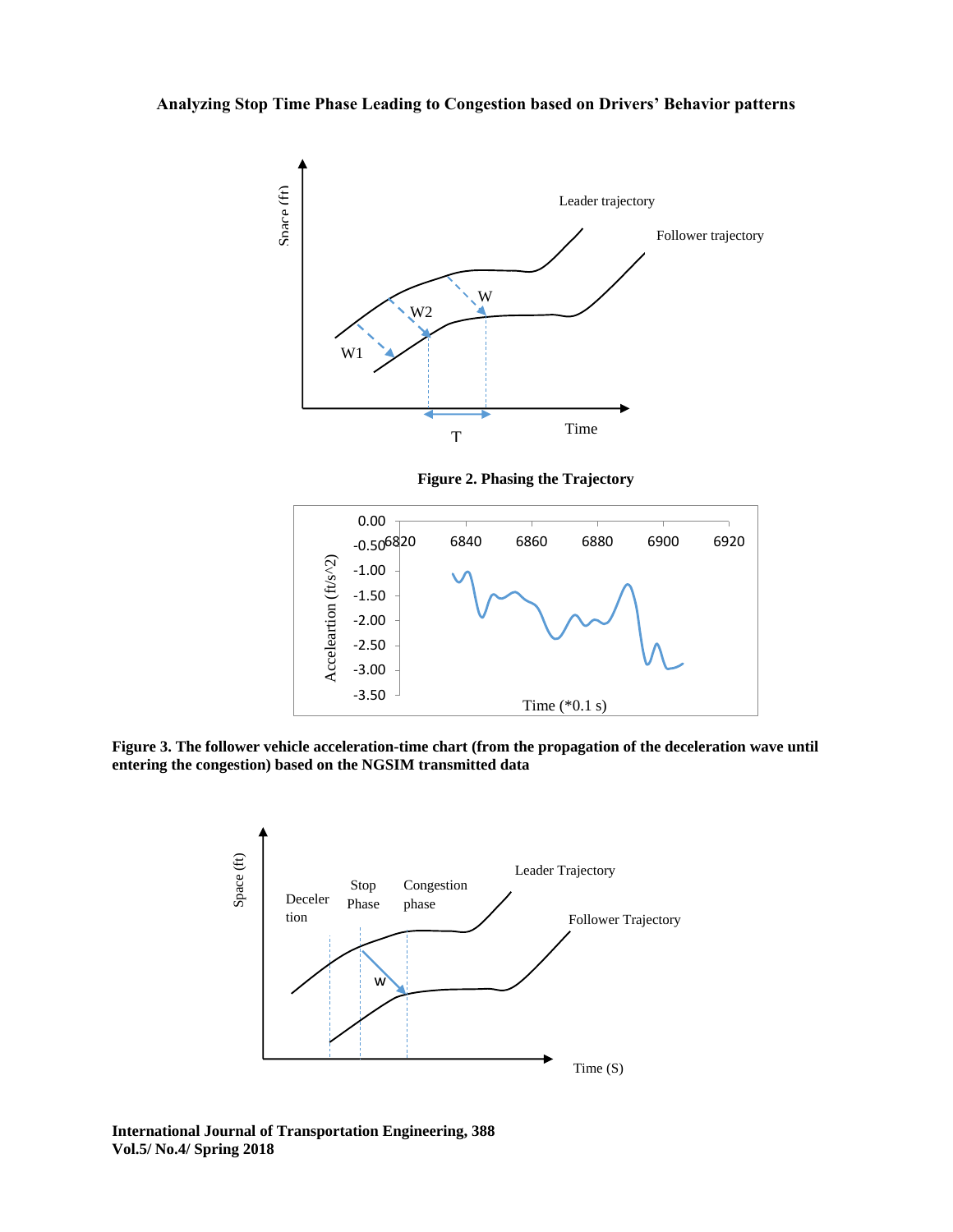Figure 2. Phasing the Trajectory

Figure 3. The follower vehicle acceleration-time chart (from the propagation of the deceleration wave until entering the congestion) based on the NGSIM transmitted data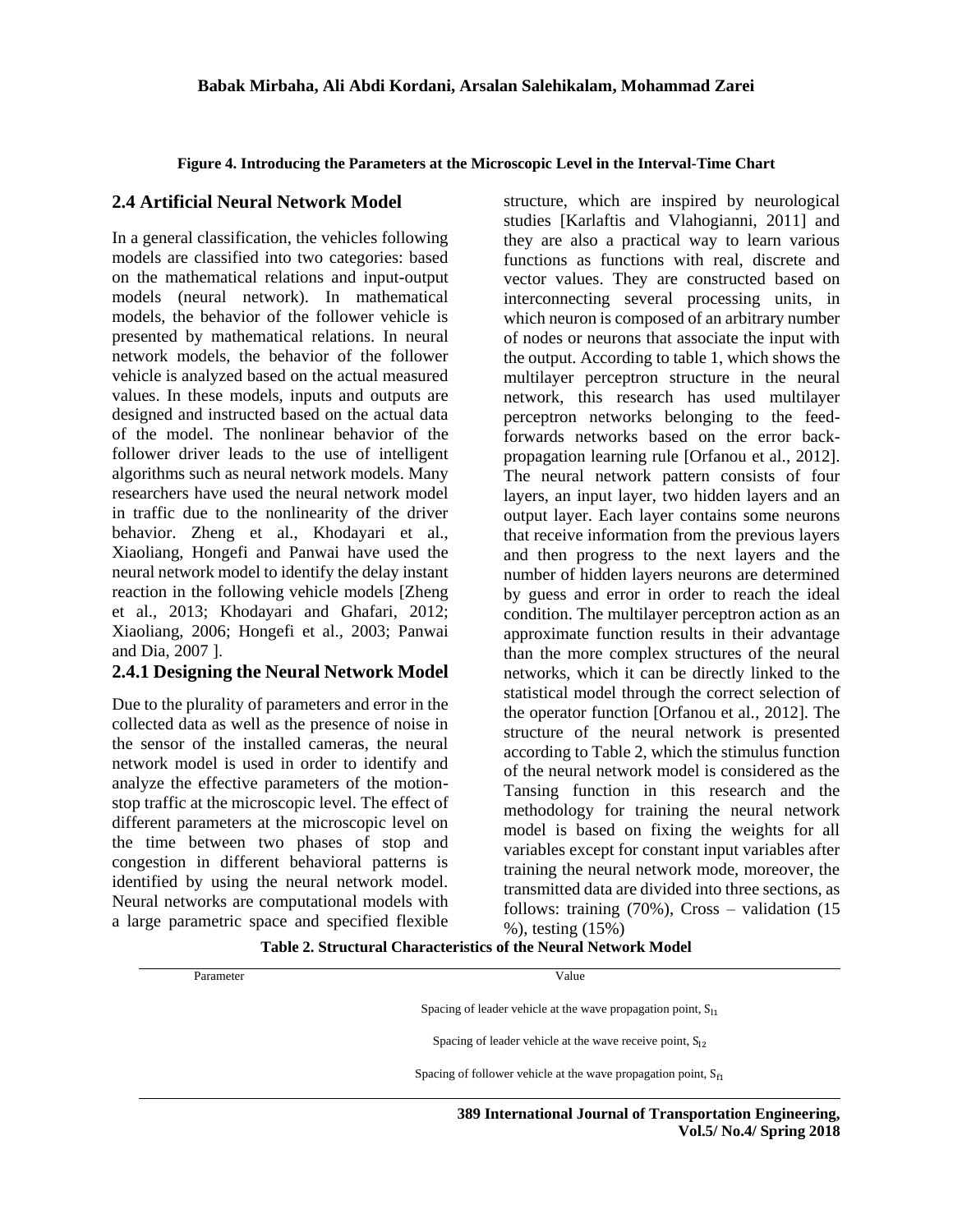**Figure 4. Introducing the Parameters at the Microscopic Level in the Interval-Time Chart**

## 2.4 Artificial Neural Network Model

In a general classification, the vehicles following models are classified into two categories: based on the mathematical relations and input-output models (neural network). In mathematical models, the behavior of the follower vehicle is presented by mathematical relations. In neural network models, the behavior of the follower vehicle is analyzed based on the actual measured values. In these models, inputs and outputs are designed and instructed based on the actual data of the model. The nonlinear behavior of the follower driver leads to the use of intelligent algorithms such as neural network models. Many researchers have used the neural network model in traffic due to the nonlinearity of the driver behavior. Zheng et al., Khodayari et al., Xiaoliang, Hongefi and Panwai have used the neural network model to identify the delay instant reaction in the following vehicle models [Zheng et al., 2013; Khodayari and Ghafari, 2012; Xiaoliang, 2006; Hongefi et al., 2003; Panwai and Dia, 2007 ].

### 2.4.1 Designing the Neural Network Model

Due to the plurality of parameters and error in the collected data as well as the presence of noise in the sensor of the installed cameras, the neural network model is used in order to identify and analyze the effective parameters of the motion-stop traffic at the microscopic level. The effect of different parameters at the microscopic level on the time between two phases of stop and congestion in different behavioral patterns is identified by using the neural network model. Neural networks are computational models with a large parametric space and specified flexible structure, which are inspired by neurological studies [Karlaftis and Vlahogianni, 2011] and they are also a practical way to learn various functions as functions with real, discrete and vector values. They are constructed based on interconnecting several processing units, in which neuron is composed of an arbitrary number of nodes or neurons that associate the input with the output. According to table 1, which shows the multilayer perceptron structure in the neural network, this research has used multilayer perceptron networks belonging to the feed-forwards networks based on the error back-propagation learning rule [Orfanou et al., 2012]. The neural network pattern consists of four layers, an input layer, two hidden layers and an output layer. Each layer contains some neurons that receive information from the previous layers and then progress to the next layers and the number of hidden layers neurons are determined by guess and error in order to reach the ideal condition. The multilayer perceptron action as an approximate function results in their advantage than the more complex structures of the neural networks, which it can be directly linked to the statistical model through the correct selection of the operator function [Orfanou et al., 2012]. The structure of the neural network is presented according to Table 2, which the stimulus function of the neural network model is considered as the Tansing function in this research and the methodology for training the neural network model is based on fixing the weights for all variables except for constant input variables after training the neural network mode, moreover, the transmitted data are divided into three sections, as follows: training (70%), Cross – validation (15 %), testing (15%)

**Table 2. Structural Characteristics of the Neural Network Model**

| Parameter | Value |
|---|---|
| | Spacing of leader vehicle at the wave propagation point, $S_{l1}$ |
| | Spacing of leader vehicle at the wave receive point, $S_{l2}$ |
| | Spacing of follower vehicle at the wave propagation point, $S_{f1}$ |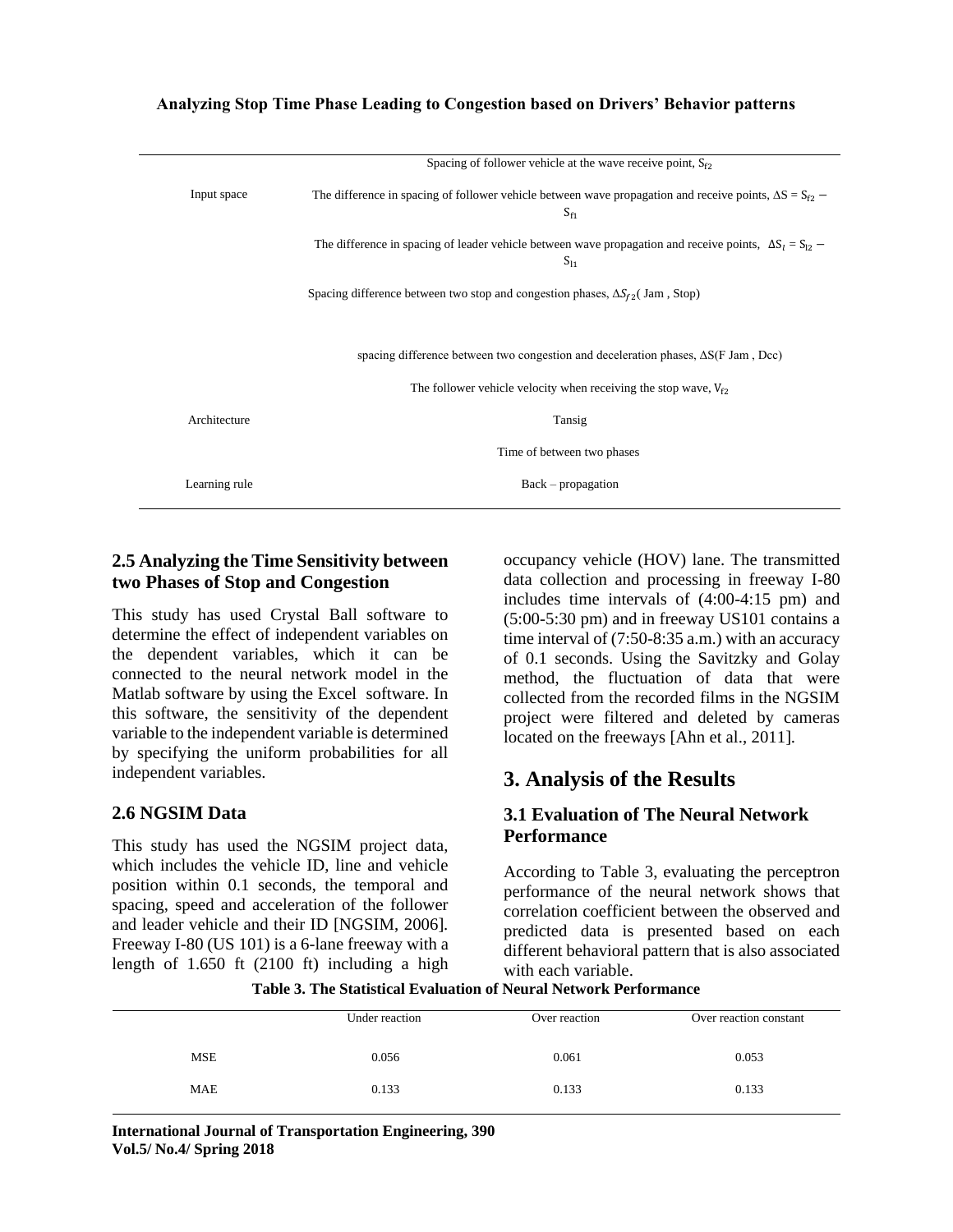| | |
|---|---|
| Input space | Spacing of follower vehicle at the wave receive point, $S_{f2}$ |
| | The difference in spacing of follower vehicle between wave propagation and receive points, $\Delta S = S_{f2} - S_{f1}$ |
| | The difference in spacing of leader vehicle between wave propagation and receive points, $\Delta S_l = S_{l2} - S_{l1}$ |
| | Spacing difference between two stop and congestion phases, $\Delta S_{f2}$( Jam , Stop) |
| | spacing difference between two congestion and deceleration phases, ΔS(F Jam , Dcc) |
| | The follower vehicle velocity when receiving the stop wave, $V_{f2}$ |
| Architecture | Tansig |
| | Time of between two phases |
| Learning rule | Back – propagation |

### 2.5 Analyzing the Time Sensitivity between two Phases of Stop and Congestion

This study has used Crystal Ball software to determine the effect of independent variables on the dependent variables, which it can be connected to the neural network model in the Matlab software by using the Excel software. In this software, the sensitivity of the dependent variable to the independent variable is determined by specifying the uniform probabilities for all independent variables.

### 2.6 NGSIM Data

This study has used the NGSIM project data, which includes the vehicle ID, line and vehicle position within 0.1 seconds, the temporal and spacing, speed and acceleration of the follower and leader vehicle and their ID [NGSIM, 2006]. Freeway I-80 (US 101) is a 6-lane freeway with a length of 1.650 ft (2100 ft) including a high occupancy vehicle (HOV) lane. The transmitted data collection and processing in freeway I-80 includes time intervals of (4:00-4:15 pm) and (5:00-5:30 pm) and in freeway US101 contains a time interval of (7:50-8:35 a.m.) with an accuracy of 0.1 seconds. Using the Savitzky and Golay method, the fluctuation of data that were collected from the recorded films in the NGSIM project were filtered and deleted by cameras located on the freeways [Ahn et al., 2011].

## 3. Analysis of the Results

### 3.1 Evaluation of The Neural Network Performance

According to Table 3, evaluating the perceptron performance of the neural network shows that correlation coefficient between the observed and predicted data is presented based on each different behavioral pattern that is also associated with each variable.

**Table 3. The Statistical Evaluation of Neural Network Performance**

| | Under reaction | Over reaction | Over reaction constant |
|---|---|---|---|
| MSE | 0.056 | 0.061 | 0.053 |
| MAE | 0.133 | 0.133 | 0.133 |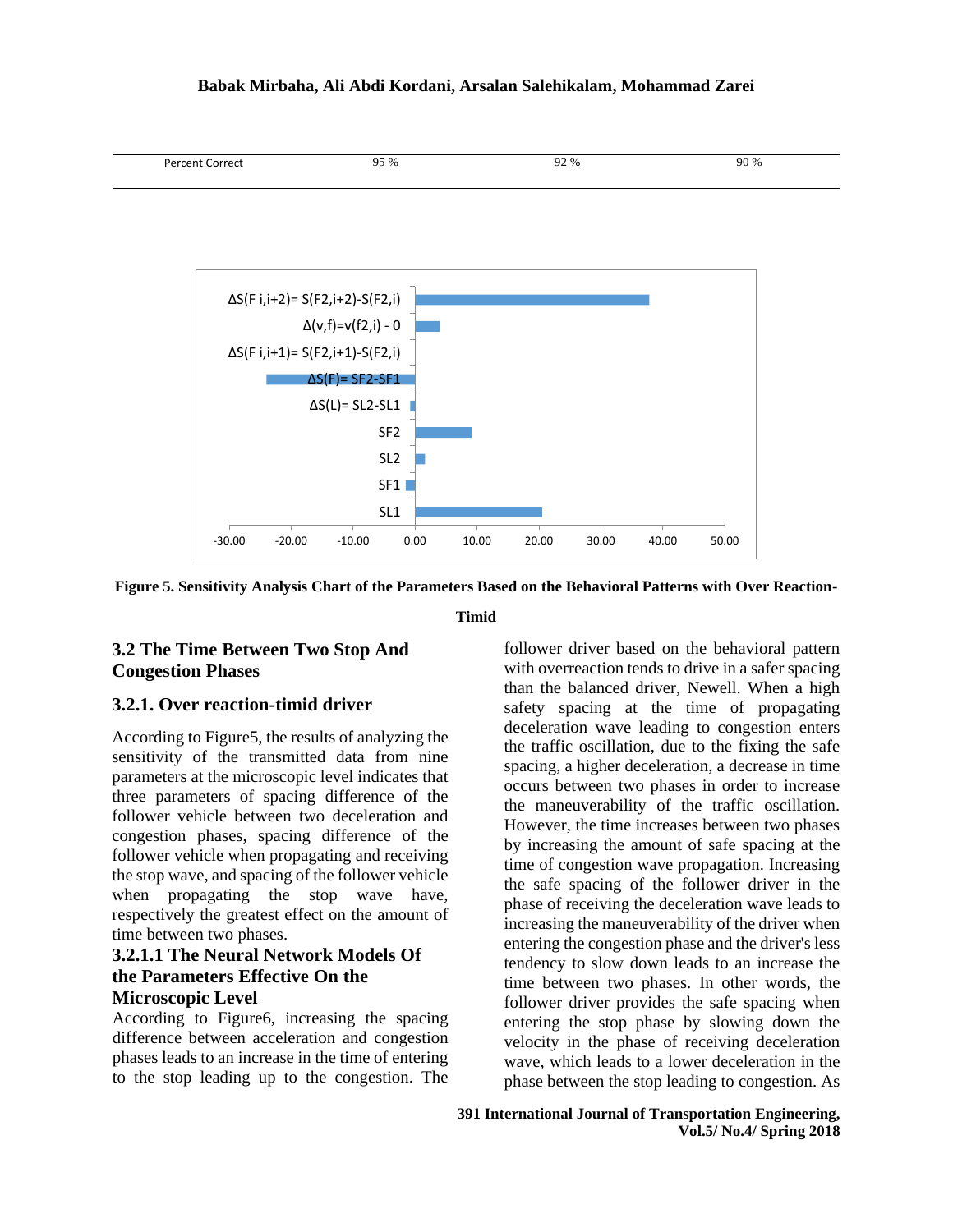| Percent Correct | 95 % | 92 % | 90 % |
|---|---|---|---|

Figure 5. Sensitivity Analysis Chart of the Parameters Based on the Behavioral Patterns with Over Reaction-Timid

## 3.2 The Time Between Two Stop And Congestion Phases

### 3.2.1. Over reaction-timid driver

According to Figure5, the results of analyzing the sensitivity of the transmitted data from nine parameters at the microscopic level indicates that three parameters of spacing difference of the follower vehicle between two deceleration and congestion phases, spacing difference of the follower vehicle when propagating and receiving the stop wave, and spacing of the follower vehicle when propagating the stop wave have, respectively the greatest effect on the amount of time between two phases.

#### 3.2.1.1 The Neural Network Models Of the Parameters Effective On the Microscopic Level

According to Figure6, increasing the spacing difference between acceleration and congestion phases leads to an increase in the time of entering to the stop leading up to the congestion. The follower driver based on the behavioral pattern with overreaction tends to drive in a safer spacing than the balanced driver, Newell. When a high safety spacing at the time of propagating deceleration wave leading to congestion enters the traffic oscillation, due to the fixing the safe spacing, a higher deceleration, a decrease in time occurs between two phases in order to increase the maneuverability of the traffic oscillation. However, the time increases between two phases by increasing the amount of safe spacing at the time of congestion wave propagation. Increasing the safe spacing of the follower driver in the phase of receiving the deceleration wave leads to increasing the maneuverability of the driver when entering the congestion phase and the driver's less tendency to slow down leads to an increase the time between two phases. In other words, the follower driver provides the safe spacing when entering the stop phase by slowing down the velocity in the phase of receiving deceleration wave, which leads to a lower deceleration in the phase between the stop leading to congestion. As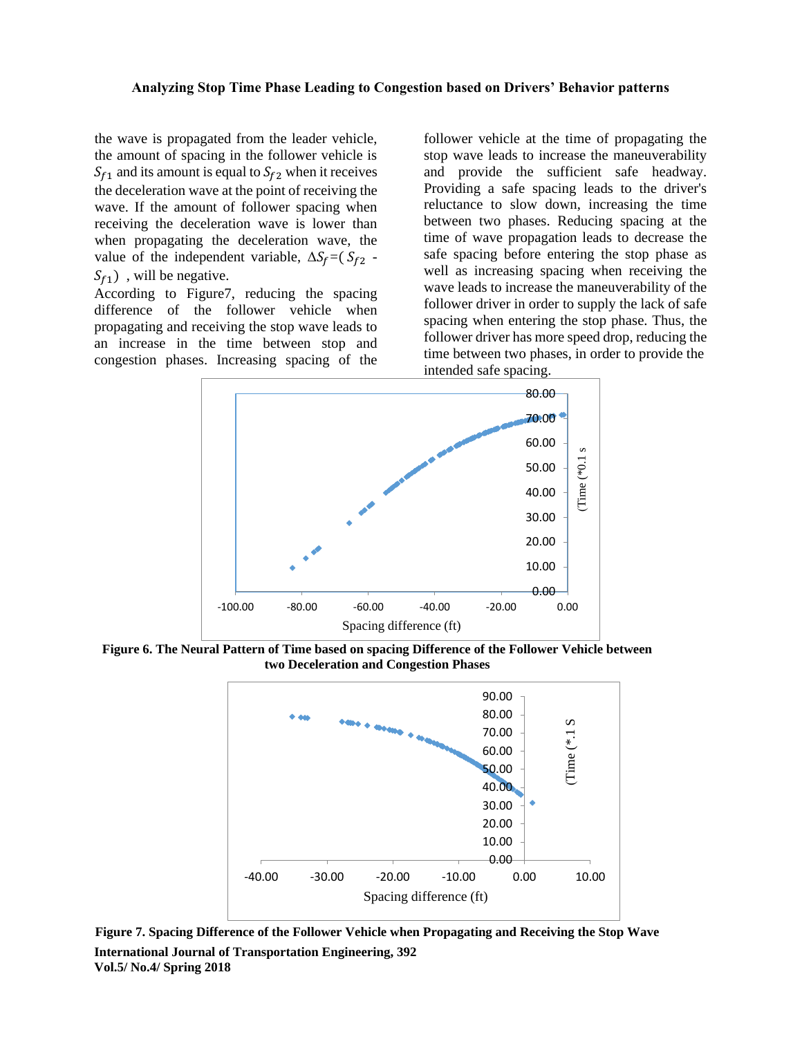the wave is propagated from the leader vehicle, the amount of spacing in the follower vehicle is $S_{f1}$ and its amount is equal to $S_{f2}$ when it receives the deceleration wave at the point of receiving the wave. If the amount of follower spacing when receiving the deceleration wave is lower than when propagating the deceleration wave, the value of the independent variable, $\Delta S_f = (S_{f2} - S_{f1})$ , will be negative.

According to Figure7, reducing the spacing difference of the follower vehicle when propagating and receiving the stop wave leads to an increase in the time between stop and congestion phases. Increasing spacing of the follower vehicle at the time of propagating the stop wave leads to increase the maneuverability and provide the sufficient safe headway. Providing a safe spacing leads to the driver's reluctance to slow down, increasing the time between two phases. Reducing spacing at the time of wave propagation leads to decrease the safe spacing before entering the stop phase as well as increasing spacing when receiving the wave leads to increase the maneuverability of the follower driver in order to supply the lack of safe spacing when entering the stop phase. Thus, the follower driver has more speed drop, reducing the time between two phases, in order to provide the intended safe spacing.

**Figure 6. The Neural Pattern of Time based on spacing Difference of the Follower Vehicle between two Deceleration and Congestion Phases**

**Figure 7. Spacing Difference of the Follower Vehicle when Propagating and Receiving the Stop Wave**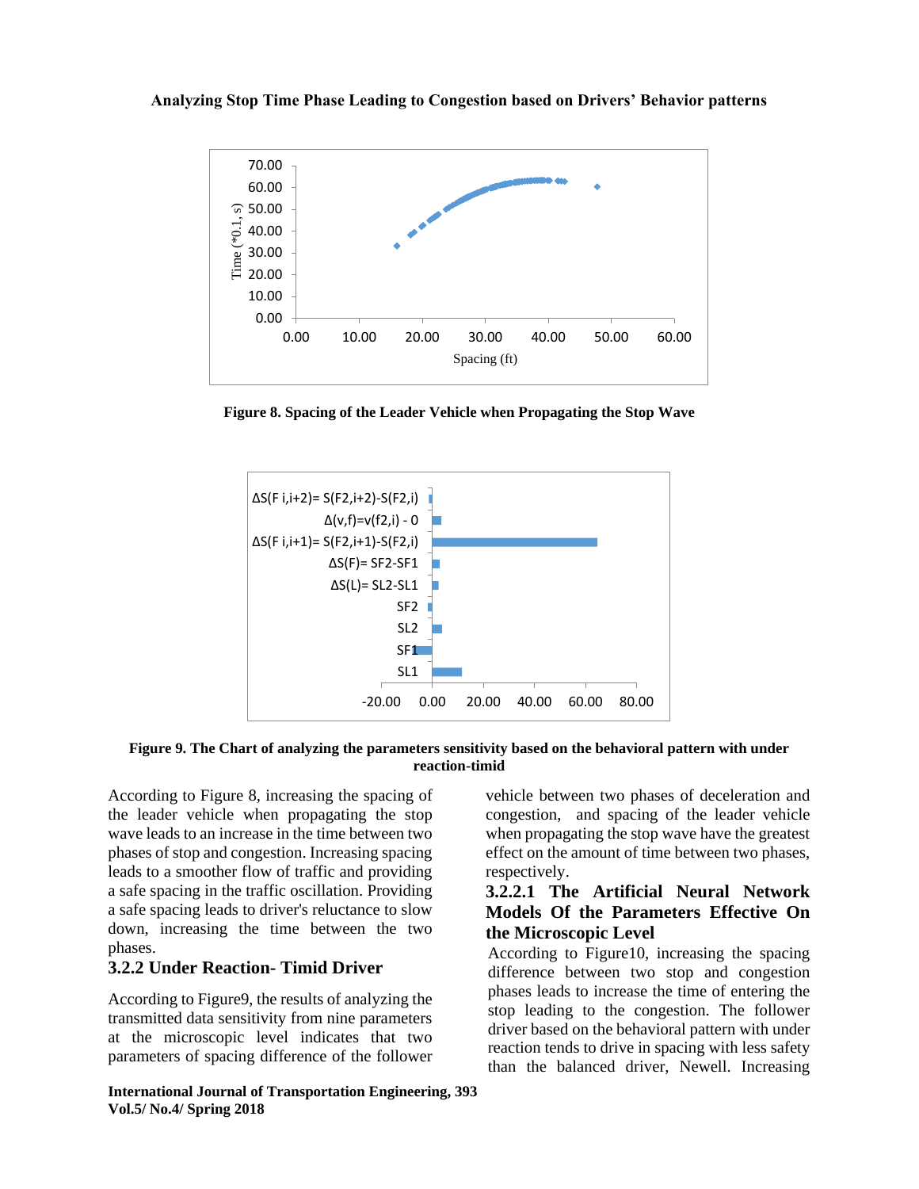Figure 8. Spacing of the Leader Vehicle when Propagating the Stop Wave

Figure 9. The Chart of analyzing the parameters sensitivity based on the behavioral pattern with under reaction-timid

According to Figure 8, increasing the spacing of the leader vehicle when propagating the stop wave leads to an increase in the time between two phases of stop and congestion. Increasing spacing leads to a smoother flow of traffic and providing a safe spacing in the traffic oscillation. Providing a safe spacing leads to driver's reluctance to slow down, increasing the time between the two phases.

### 3.2.2 Under Reaction- Timid Driver

According to Figure9, the results of analyzing the transmitted data sensitivity from nine parameters at the microscopic level indicates that two parameters of spacing difference of the follower vehicle between two phases of deceleration and congestion, and spacing of the leader vehicle when propagating the stop wave have the greatest effect on the amount of time between two phases, respectively.

#### 3.2.2.1 The Artificial Neural Network Models Of the Parameters Effective On the Microscopic Level

According to Figure10, increasing the spacing difference between two stop and congestion phases leads to increase the time of entering the stop leading to the congestion. The follower driver based on the behavioral pattern with under reaction tends to drive in spacing with less safety than the balanced driver, Newell. Increasing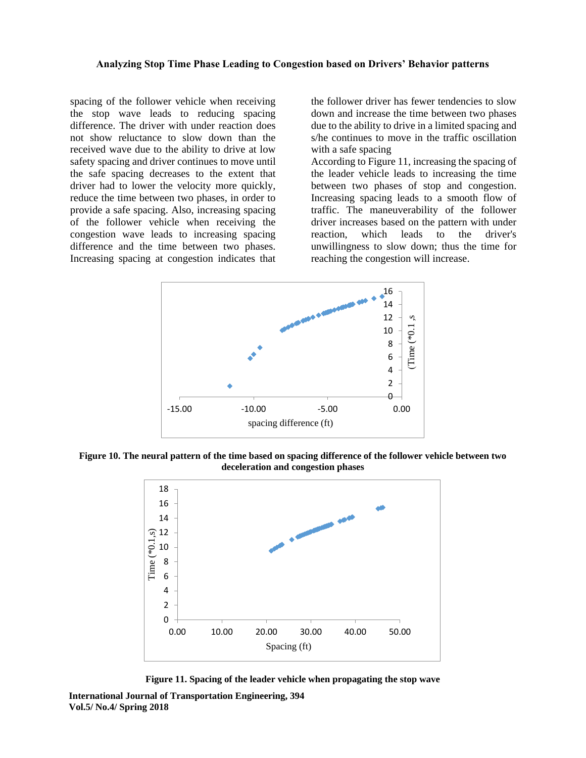spacing of the follower vehicle when receiving the stop wave leads to reducing spacing difference. The driver with under reaction does not show reluctance to slow down than the received wave due to the ability to drive at low safety spacing and driver continues to move until the safe spacing decreases to the extent that driver had to lower the velocity more quickly, reduce the time between two phases, in order to provide a safe spacing. Also, increasing spacing of the follower vehicle when receiving the congestion wave leads to increasing spacing difference and the time between two phases. Increasing spacing at congestion indicates that the follower driver has fewer tendencies to slow down and increase the time between two phases due to the ability to drive in a limited spacing and s/he continues to move in the traffic oscillation with a safe spacing

According to Figure 11, increasing the spacing of the leader vehicle leads to increasing the time between two phases of stop and congestion. Increasing spacing leads to a smooth flow of traffic. The maneuverability of the follower driver increases based on the pattern with under reaction, which leads to the driver's unwillingness to slow down; thus the time for reaching the congestion will increase.

**Figure 10. The neural pattern of the time based on spacing difference of the follower vehicle between two deceleration and congestion phases**

**Figure 11. Spacing of the leader vehicle when propagating the stop wave**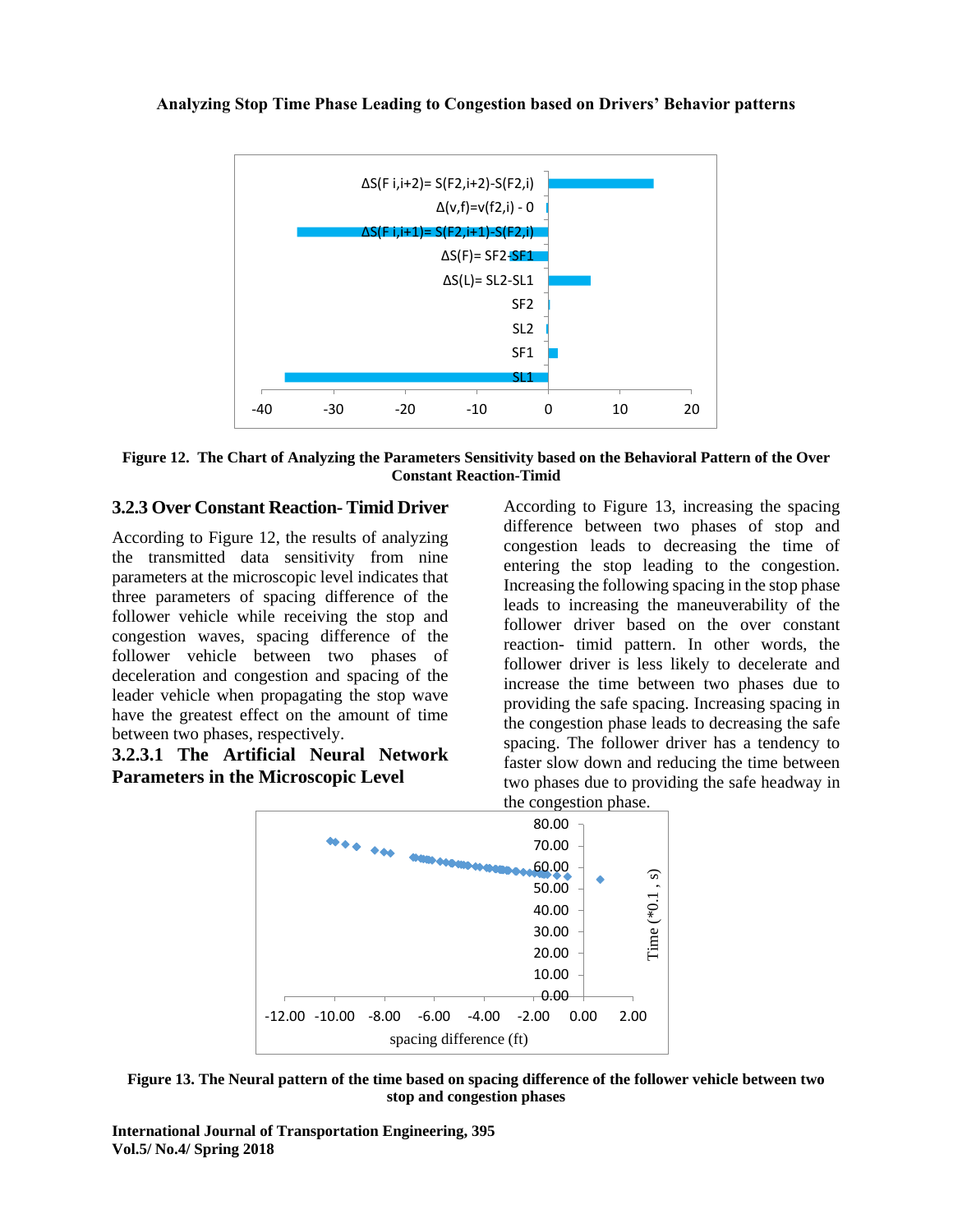Figure 12. The Chart of Analyzing the Parameters Sensitivity based on the Behavioral Pattern of the Over Constant Reaction-Timid

### 3.2.3 Over Constant Reaction- Timid Driver

According to Figure 12, the results of analyzing the transmitted data sensitivity from nine parameters at the microscopic level indicates that three parameters of spacing difference of the follower vehicle while receiving the stop and congestion waves, spacing difference of the follower vehicle between two phases of deceleration and congestion and spacing of the leader vehicle when propagating the stop wave have the greatest effect on the amount of time between two phases, respectively.

#### 3.2.3.1 The Artificial Neural Network Parameters in the Microscopic Level

According to Figure 13, increasing the spacing difference between two phases of stop and congestion leads to decreasing the time of entering the stop leading to the congestion. Increasing the following spacing in the stop phase leads to increasing the maneuverability of the follower driver based on the over constant reaction- timid pattern. In other words, the follower driver is less likely to decelerate and increase the time between two phases due to providing the safe spacing. Increasing spacing in the congestion phase leads to decreasing the safe spacing. The follower driver has a tendency to faster slow down and reducing the time between two phases due to providing the safe headway in the congestion phase.

Figure 13. The Neural pattern of the time based on spacing difference of the follower vehicle between two stop and congestion phases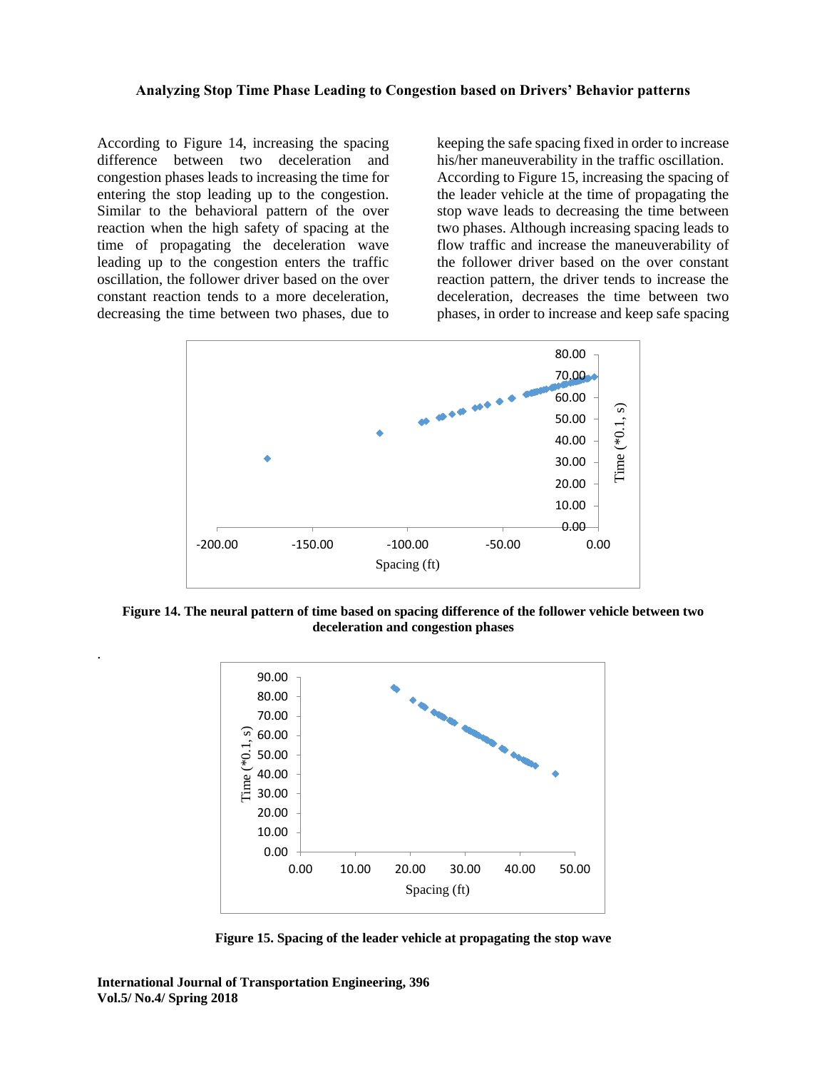According to Figure 14, increasing the spacing difference between two deceleration and congestion phases leads to increasing the time for entering the stop leading up to the congestion. Similar to the behavioral pattern of the over reaction when the high safety of spacing at the time of propagating the deceleration wave leading up to the congestion enters the traffic oscillation, the follower driver based on the over constant reaction tends to a more deceleration, decreasing the time between two phases, due to keeping the safe spacing fixed in order to increase his/her maneuverability in the traffic oscillation. According to Figure 15, increasing the spacing of the leader vehicle at the time of propagating the stop wave leads to decreasing the time between two phases. Although increasing spacing leads to flow traffic and increase the maneuverability of the follower driver based on the over constant reaction pattern, the driver tends to increase the deceleration, decreases the time between two phases, in order to increase and keep safe spacing

**Figure 14. The neural pattern of time based on spacing difference of the follower vehicle between two deceleration and congestion phases**

**Figure 15. Spacing of the leader vehicle at propagating the stop wave**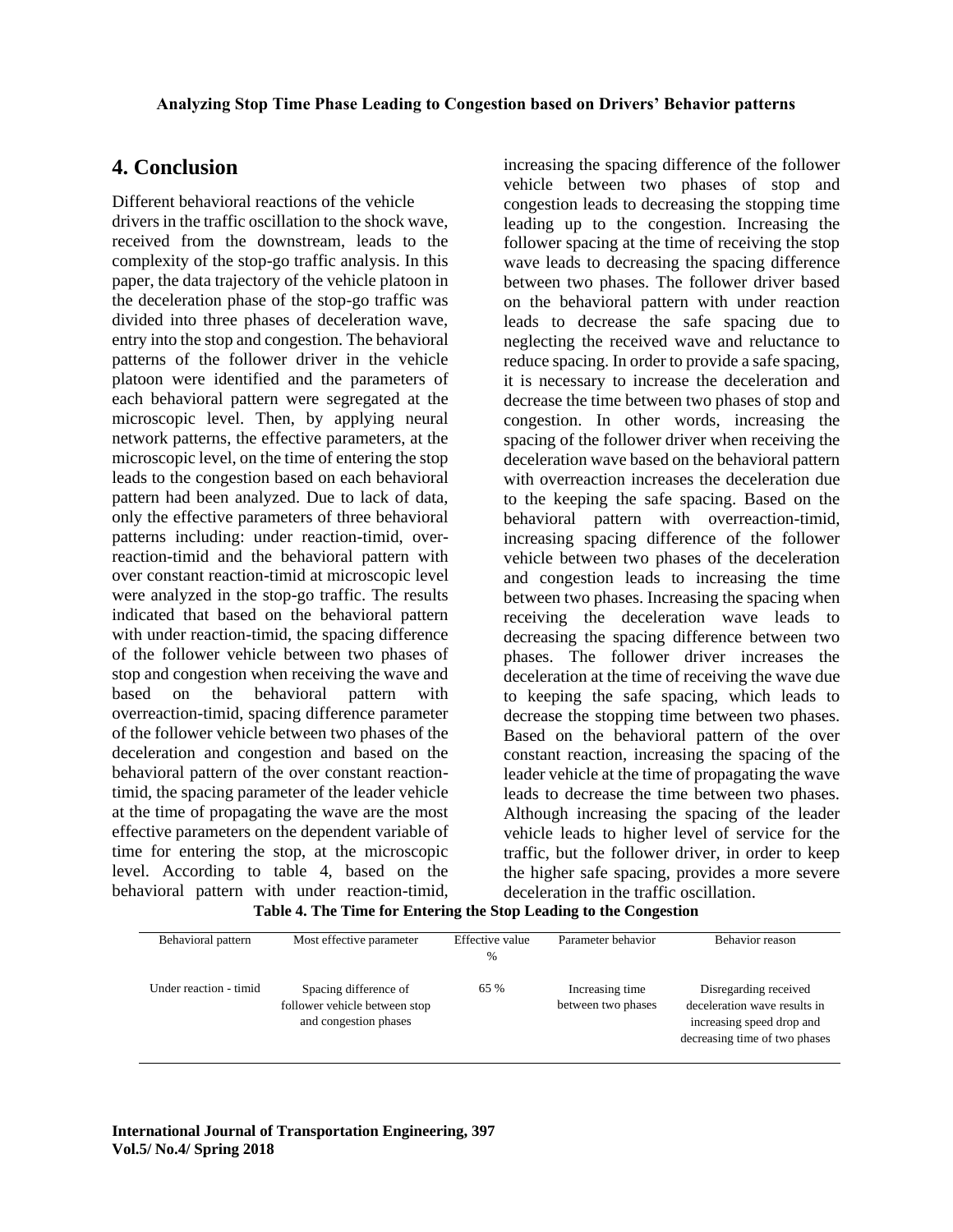## 4. Conclusion

Different behavioral reactions of the vehicle drivers in the traffic oscillation to the shock wave, received from the downstream, leads to the complexity of the stop-go traffic analysis. In this paper, the data trajectory of the vehicle platoon in the deceleration phase of the stop-go traffic was divided into three phases of deceleration wave, entry into the stop and congestion. The behavioral patterns of the follower driver in the vehicle platoon were identified and the parameters of each behavioral pattern were segregated at the microscopic level. Then, by applying neural network patterns, the effective parameters, at the microscopic level, on the time of entering the stop leads to the congestion based on each behavioral pattern had been analyzed. Due to lack of data, only the effective parameters of three behavioral patterns including: under reaction-timid, over-reaction-timid and the behavioral pattern with over constant reaction-timid at microscopic level were analyzed in the stop-go traffic. The results indicated that based on the behavioral pattern with under reaction-timid, the spacing difference of the follower vehicle between two phases of stop and congestion when receiving the wave and based on the behavioral pattern with overreaction-timid, spacing difference parameter of the follower vehicle between two phases of the deceleration and congestion and based on the behavioral pattern of the over constant reaction-timid, the spacing parameter of the leader vehicle at the time of propagating the wave are the most effective parameters on the dependent variable of time for entering the stop, at the microscopic level. According to table 4, based on the behavioral pattern with under reaction-timid, increasing the spacing difference of the follower vehicle between two phases of stop and congestion leads to decreasing the stopping time leading up to the congestion. Increasing the follower spacing at the time of receiving the stop wave leads to decreasing the spacing difference between two phases. The follower driver based on the behavioral pattern with under reaction leads to decrease the safe spacing due to neglecting the received wave and reluctance to reduce spacing. In order to provide a safe spacing, it is necessary to increase the deceleration and decrease the time between two phases of stop and congestion. In other words, increasing the spacing of the follower driver when receiving the deceleration wave based on the behavioral pattern with overreaction increases the deceleration due to the keeping the safe spacing. Based on the behavioral pattern with overreaction-timid, increasing spacing difference of the follower vehicle between two phases of the deceleration and congestion leads to increasing the time between two phases. Increasing the spacing when receiving the deceleration wave leads to decreasing the spacing difference between two phases. The follower driver increases the deceleration at the time of receiving the wave due to keeping the safe spacing, which leads to decrease the stopping time between two phases. Based on the behavioral pattern of the over constant reaction, increasing the spacing of the leader vehicle at the time of propagating the wave leads to decrease the time between two phases. Although increasing the spacing of the leader vehicle leads to higher level of service for the traffic, but the follower driver, in order to keep the higher safe spacing, provides a more severe deceleration in the traffic oscillation.

**Table 4. The Time for Entering the Stop Leading to the Congestion**

| Behavioral pattern | Most effective parameter | Effective value % | Parameter behavior | Behavior reason |
|---|---|---|---|---|
| Under reaction - timid | Spacing difference of follower vehicle between stop and congestion phases | 65 % | Increasing time between two phases | Disregarding received deceleration wave results in increasing speed drop and decreasing time of two phases |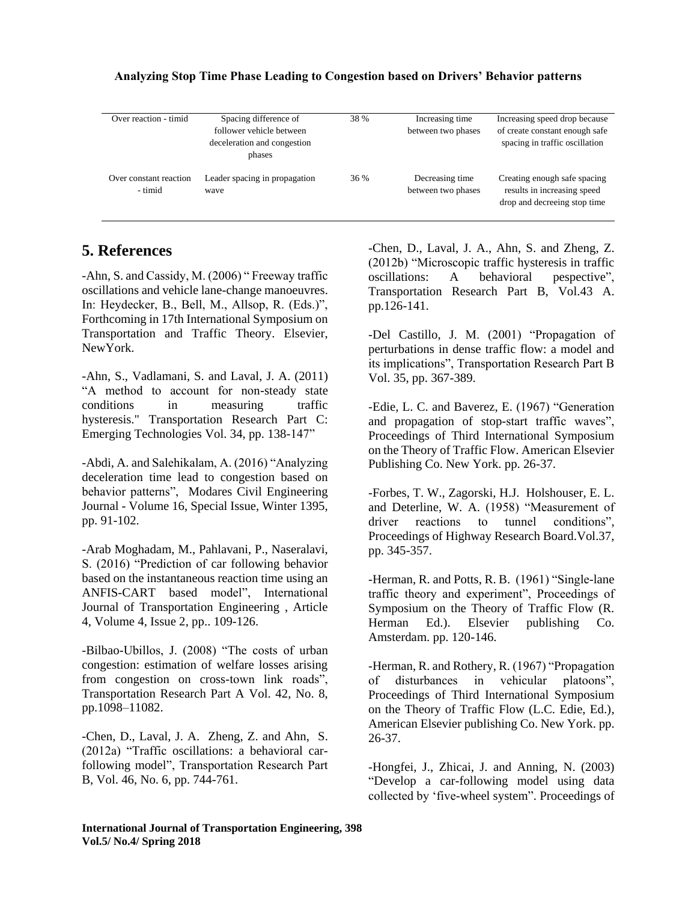| Over reaction - timid | Spacing difference of follower vehicle between deceleration and congestion phases | 38 % | Increasing time between two phases | Increasing speed drop because of create constant enough safe spacing in traffic oscillation |
|---|---|---|---|---|
| Over constant reaction - timid | Leader spacing in propagation wave | 36 % | Decreasing time between two phases | Creating enough safe spacing results in increasing speed drop and decreeing stop time |

## 5. References

-Ahn, S. and Cassidy, M. (2006) " Freeway traffic oscillations and vehicle lane-change manoeuvres. In: Heydecker, B., Bell, M., Allsop, R. (Eds.)", Forthcoming in 17th International Symposium on Transportation and Traffic Theory. Elsevier, NewYork.

-Ahn, S., Vadlamani, S. and Laval, J. A. (2011) "A method to account for non-steady state conditions in measuring traffic hysteresis." Transportation Research Part C: Emerging Technologies Vol. 34, pp. 138-147"

-Abdi, A. and Salehikalam, A. (2016) "Analyzing deceleration time lead to congestion based on behavior patterns", Modares Civil Engineering Journal - Volume 16, Special Issue, Winter 1395, pp. 91-102.

-Arab Moghadam, M., Pahlavani, P., Naseralavi, S. (2016) "Prediction of car following behavior based on the instantaneous reaction time using an ANFIS-CART based model", International Journal of Transportation Engineering , Article 4, Volume 4, Issue 2, pp.. 109-126.

-Bilbao-Ubillos, J. (2008) "The costs of urban congestion: estimation of welfare losses arising from congestion on cross-town link roads", Transportation Research Part A Vol. 42, No. 8, pp.1098–11082.

-Chen, D., Laval, J. A. Zheng, Z. and Ahn, S. (2012a) "Traffic oscillations: a behavioral car-following model", Transportation Research Part B, Vol. 46, No. 6, pp. 744-761.

-Chen, D., Laval, J. A., Ahn, S. and Zheng, Z. (2012b) "Microscopic traffic hysteresis in traffic oscillations: A behavioral pespective", Transportation Research Part B, Vol.43 A. pp.126-141.

-Del Castillo, J. M. (2001) "Propagation of perturbations in dense traffic flow: a model and its implications", Transportation Research Part B Vol. 35, pp. 367-389.

-Edie, L. C. and Baverez, E. (1967) "Generation and propagation of stop-start traffic waves", Proceedings of Third International Symposium on the Theory of Traffic Flow. American Elsevier Publishing Co. New York. pp. 26-37.

-Forbes, T. W., Zagorski, H.J. Holshouser, E. L. and Deterline, W. A. (1958) "Measurement of driver reactions to tunnel conditions", Proceedings of Highway Research Board.Vol.37, pp. 345-357.

-Herman, R. and Potts, R. B. (1961) "Single-lane traffic theory and experiment", Proceedings of Symposium on the Theory of Traffic Flow (R. Herman Ed.). Elsevier publishing Co. Amsterdam. pp. 120-146.

-Herman, R. and Rothery, R. (1967) "Propagation of disturbances in vehicular platoons", Proceedings of Third International Symposium on the Theory of Traffic Flow (L.C. Edie, Ed.), American Elsevier publishing Co. New York. pp. 26-37.

-Hongfei, J., Zhicai, J. and Anning, N. (2003) "Develop a car-following model using data collected by 'five-wheel system". Proceedings of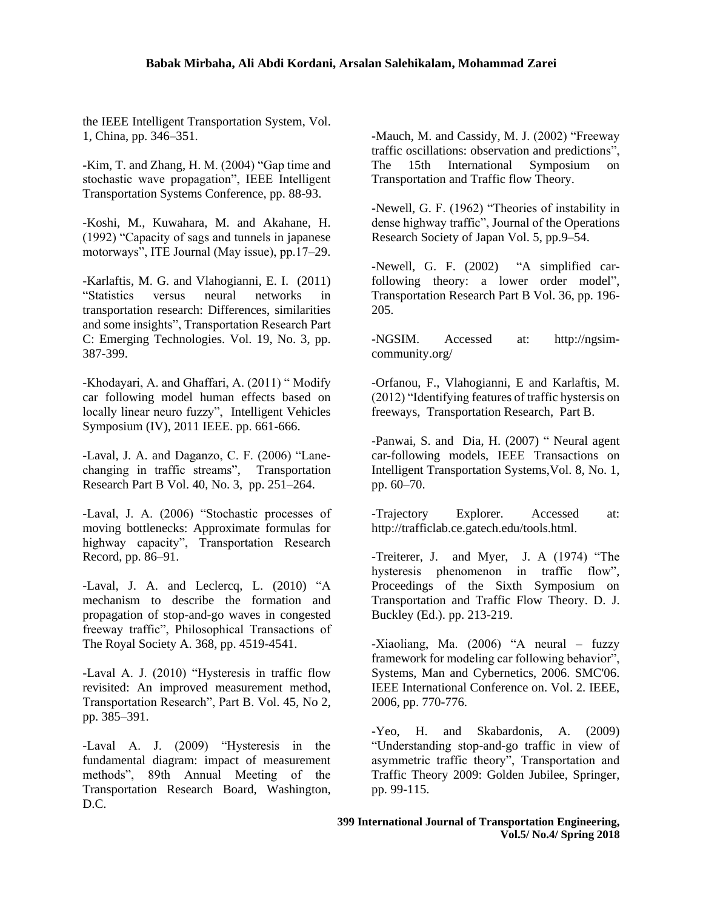the IEEE Intelligent Transportation System, Vol. 1, China, pp. 346–351.

-Kim, T. and Zhang, H. M. (2004) "Gap time and stochastic wave propagation", IEEE Intelligent Transportation Systems Conference, pp. 88-93.

-Koshi, M., Kuwahara, M. and Akahane, H. (1992) "Capacity of sags and tunnels in japanese motorways", ITE Journal (May issue), pp.17–29.

-Karlaftis, M. G. and Vlahogianni, E. I. (2011) "Statistics versus neural networks in transportation research: Differences, similarities and some insights", Transportation Research Part C: Emerging Technologies. Vol. 19, No. 3, pp. 387-399.

-Khodayari, A. and Ghaffari, A. (2011) " Modify car following model human effects based on locally linear neuro fuzzy", Intelligent Vehicles Symposium (IV), 2011 IEEE. pp. 661-666.

-Laval, J. A. and Daganzo, C. F. (2006) "Lane-changing in traffic streams", Transportation Research Part B Vol. 40, No. 3, pp. 251–264.

-Laval, J. A. (2006) "Stochastic processes of moving bottlenecks: Approximate formulas for highway capacity", Transportation Research Record, pp. 86–91.

-Laval, J. A. and Leclercq, L. (2010) "A mechanism to describe the formation and propagation of stop-and-go waves in congested freeway traffic", Philosophical Transactions of The Royal Society A. 368, pp. 4519-4541.

-Laval A. J. (2010) "Hysteresis in traffic flow revisited: An improved measurement method, Transportation Research", Part B. Vol. 45, No 2, pp. 385–391.

-Laval A. J. (2009) "Hysteresis in the fundamental diagram: impact of measurement methods", 89th Annual Meeting of the Transportation Research Board, Washington, D.C.

-Mauch, M. and Cassidy, M. J. (2002) "Freeway traffic oscillations: observation and predictions", The 15th International Symposium on Transportation and Traffic flow Theory.

-Newell, G. F. (1962) "Theories of instability in dense highway traffic", Journal of the Operations Research Society of Japan Vol. 5, pp.9–54.

-Newell, G. F. (2002) "A simplified car-following theory: a lower order model", Transportation Research Part B Vol. 36, pp. 196-205.

-NGSIM. Accessed at: http://ngsim-community.org/

-Orfanou, F., Vlahogianni, E and Karlaftis, M. (2012) "Identifying features of traffic hystersis on freeways, Transportation Research, Part B.

-Panwai, S. and Dia, H. (2007) " Neural agent car-following models, IEEE Transactions on Intelligent Transportation Systems,Vol. 8, No. 1, pp. 60–70.

-Trajectory Explorer. Accessed at: http://trafficlab.ce.gatech.edu/tools.html.

-Treiterer, J. and Myer, J. A (1974) "The hysteresis phenomenon in traffic flow", Proceedings of the Sixth Symposium on Transportation and Traffic Flow Theory. D. J. Buckley (Ed.). pp. 213-219.

-Xiaoliang, Ma. (2006) "A neural – fuzzy framework for modeling car following behavior", Systems, Man and Cybernetics, 2006. SMC'06. IEEE International Conference on. Vol. 2. IEEE, 2006, pp. 770-776.

-Yeo, H. and Skabardonis, A. (2009) "Understanding stop-and-go traffic in view of asymmetric traffic theory", Transportation and Traffic Theory 2009: Golden Jubilee, Springer, pp. 99-115.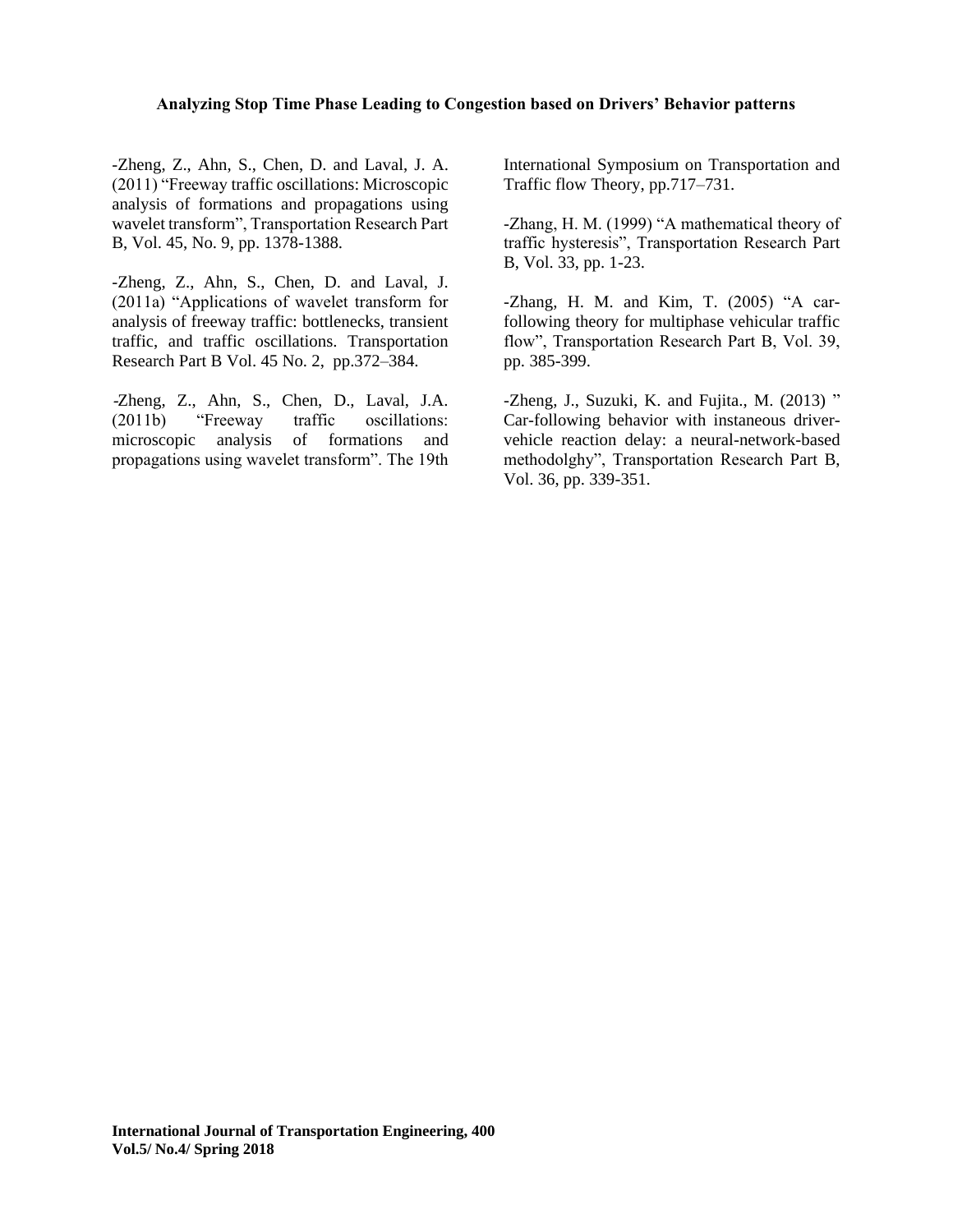-Zheng, Z., Ahn, S., Chen, D. and Laval, J. A. (2011) "Freeway traffic oscillations: Microscopic analysis of formations and propagations using wavelet transform", Transportation Research Part B, Vol. 45, No. 9, pp. 1378-1388.

-Zheng, Z., Ahn, S., Chen, D. and Laval, J. (2011a) "Applications of wavelet transform for analysis of freeway traffic: bottlenecks, transient traffic, and traffic oscillations. Transportation Research Part B Vol. 45 No. 2, pp.372–384.

-Zheng, Z., Ahn, S., Chen, D., Laval, J.A. (2011b) "Freeway traffic oscillations: microscopic analysis of formations and propagations using wavelet transform". The 19th International Symposium on Transportation and Traffic flow Theory, pp.717–731.

-Zhang, H. M. (1999) "A mathematical theory of traffic hysteresis", Transportation Research Part B, Vol. 33, pp. 1-23.

-Zhang, H. M. and Kim, T. (2005) "A car-following theory for multiphase vehicular traffic flow", Transportation Research Part B, Vol. 39, pp. 385-399.

-Zheng, J., Suzuki, K. and Fujita., M. (2013) " Car-following behavior with instaneous driver-vehicle reaction delay: a neural-network-based methodolghy", Transportation Research Part B, Vol. 36, pp. 339-351.